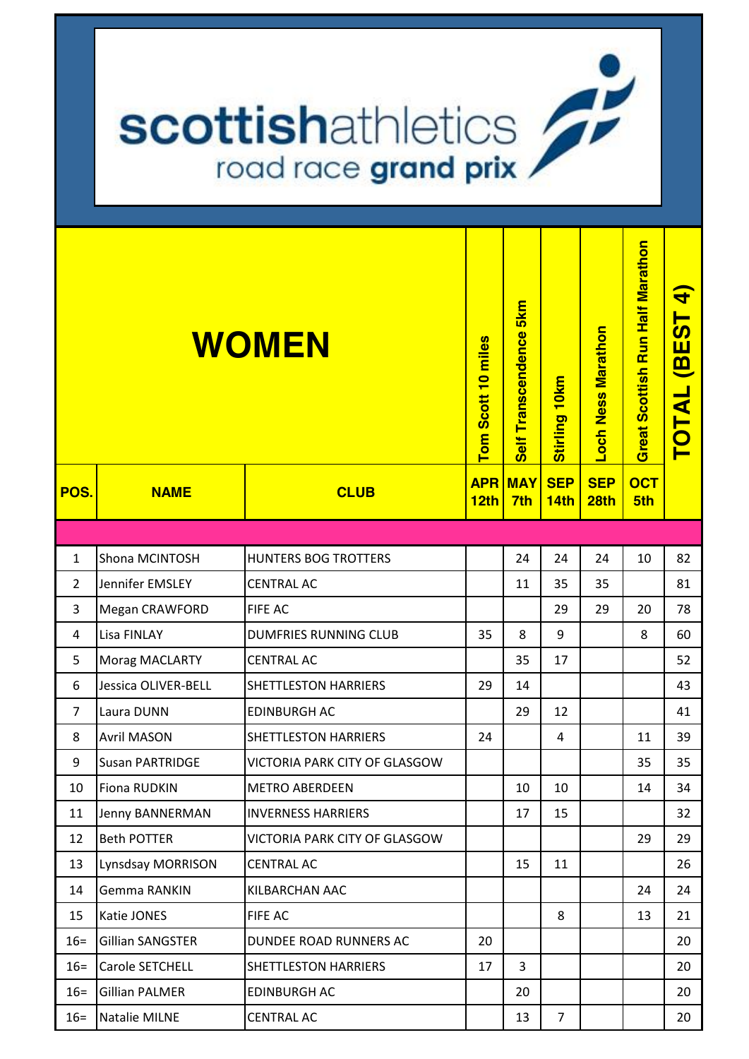# scottishathletics road race grand prix

## WOMEN

| POS. | NAME | CLUB | Tom Scott 10 miles APR 12th | Self Transcendence 5km MAY 7th | Stirling 10km SEP 14th | Loch Ness Marathon SEP 28th | Great Scottish Run Half Marathon OCT 5th | TOTAL (BEST 4) |
|---|---|---|---|---|---|---|---|---|
| 1 | Shona MCINTOSH | HUNTERS BOG TROTTERS | | 24 | 24 | 24 | 10 | 82 |
| 2 | Jennifer EMSLEY | CENTRAL AC | | 11 | 35 | 35 | | 81 |
| 3 | Megan CRAWFORD | FIFE AC | | | 29 | 29 | 20 | 78 |
| 4 | Lisa FINLAY | DUMFRIES RUNNING CLUB | 35 | 8 | 9 | | 8 | 60 |
| 5 | Morag MACLARTY | CENTRAL AC | | 35 | 17 | | | 52 |
| 6 | Jessica OLIVER-BELL | SHETTLESTON HARRIERS | 29 | 14 | | | | 43 |
| 7 | Laura DUNN | EDINBURGH AC | | 29 | 12 | | | 41 |
| 8 | Avril MASON | SHETTLESTON HARRIERS | 24 | | 4 | | 11 | 39 |
| 9 | Susan PARTRIDGE | VICTORIA PARK CITY OF GLASGOW | | | | | 35 | 35 |
| 10 | Fiona RUDKIN | METRO ABERDEEN | | 10 | 10 | | 14 | 34 |
| 11 | Jenny BANNERMAN | INVERNESS HARRIERS | | 17 | 15 | | | 32 |
| 12 | Beth POTTER | VICTORIA PARK CITY OF GLASGOW | | | | | 29 | 29 |
| 13 | Lynsdsay MORRISON | CENTRAL AC | | 15 | 11 | | | 26 |
| 14 | Gemma RANKIN | KILBARCHAN AAC | | | | | 24 | 24 |
| 15 | Katie JONES | FIFE AC | | | 8 | | 13 | 21 |
| 16= | Gillian SANGSTER | DUNDEE ROAD RUNNERS AC | 20 | | | | | 20 |
| 16= | Carole SETCHELL | SHETTLESTON HARRIERS | 17 | 3 | | | | 20 |
| 16= | Gillian PALMER | EDINBURGH AC | | 20 | | | | 20 |
| 16= | Natalie MILNE | CENTRAL AC | | 13 | 7 | | | 20 |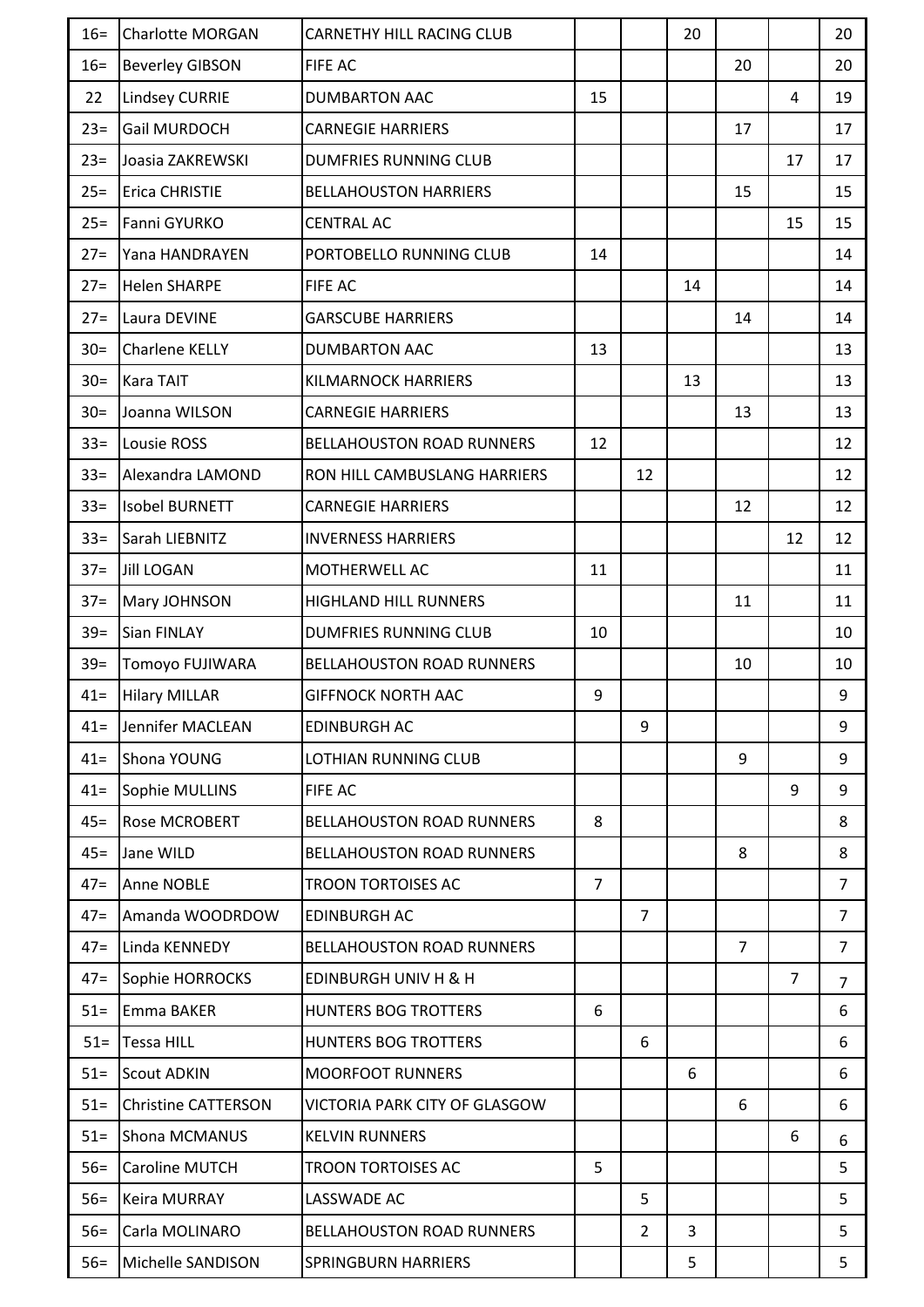| | | | | | | | | |
|---|---|---|---|---|---|---|---|---|
| 16= | Charlotte MORGAN | CARNETHY HILL RACING CLUB | | | 20 | | | 20 |
| 16= | Beverley GIBSON | FIFE AC | | | | 20 | | 20 |
| 22 | Lindsey CURRIE | DUMBARTON AAC | 15 | | | | 4 | 19 |
| 23= | Gail MURDOCH | CARNEGIE HARRIERS | | | | 17 | | 17 |
| 23= | Joasia ZAKREWSKI | DUMFRIES RUNNING CLUB | | | | | 17 | 17 |
| 25= | Erica CHRISTIE | BELLAHOUSTON HARRIERS | | | | 15 | | 15 |
| 25= | Fanni GYURKO | CENTRAL AC | | | | | 15 | 15 |
| 27= | Yana HANDRAYEN | PORTOBELLO RUNNING CLUB | 14 | | | | | 14 |
| 27= | Helen SHARPE | FIFE AC | | | 14 | | | 14 |
| 27= | Laura DEVINE | GARSCUBE HARRIERS | | | | 14 | | 14 |
| 30= | Charlene KELLY | DUMBARTON AAC | 13 | | | | | 13 |
| 30= | Kara TAIT | KILMARNOCK HARRIERS | | | 13 | | | 13 |
| 30= | Joanna WILSON | CARNEGIE HARRIERS | | | | 13 | | 13 |
| 33= | Lousie ROSS | BELLAHOUSTON ROAD RUNNERS | 12 | | | | | 12 |
| 33= | Alexandra LAMOND | RON HILL CAMBUSLANG HARRIERS | | 12 | | | | 12 |
| 33= | Isobel BURNETT | CARNEGIE HARRIERS | | | | 12 | | 12 |
| 33= | Sarah LIEBNITZ | INVERNESS HARRIERS | | | | | 12 | 12 |
| 37= | Jill LOGAN | MOTHERWELL AC | 11 | | | | | 11 |
| 37= | Mary JOHNSON | HIGHLAND HILL RUNNERS | | | | 11 | | 11 |
| 39= | Sian FINLAY | DUMFRIES RUNNING CLUB | 10 | | | | | 10 |
| 39= | Tomoyo FUJIWARA | BELLAHOUSTON ROAD RUNNERS | | | | 10 | | 10 |
| 41= | Hilary MILLAR | GIFFNOCK NORTH AAC | 9 | | | | | 9 |
| 41= | Jennifer MACLEAN | EDINBURGH AC | | 9 | | | | 9 |
| 41= | Shona YOUNG | LOTHIAN RUNNING CLUB | | | | 9 | | 9 |
| 41= | Sophie MULLINS | FIFE AC | | | | | 9 | 9 |
| 45= | Rose MCROBERT | BELLAHOUSTON ROAD RUNNERS | 8 | | | | | 8 |
| 45= | Jane WILD | BELLAHOUSTON ROAD RUNNERS | | | | 8 | | 8 |
| 47= | Anne NOBLE | TROON TORTOISES AC | 7 | | | | | 7 |
| 47= | Amanda WOODRDOW | EDINBURGH AC | | 7 | | | | 7 |
| 47= | Linda KENNEDY | BELLAHOUSTON ROAD RUNNERS | | | | 7 | | 7 |
| 47= | Sophie HORROCKS | EDINBURGH UNIV H & H | | | | | 7 | 7 |
| 51= | Emma BAKER | HUNTERS BOG TROTTERS | 6 | | | | | 6 |
| 51= | Tessa HILL | HUNTERS BOG TROTTERS | | 6 | | | | 6 |
| 51= | Scout ADKIN | MOORFOOT RUNNERS | | | 6 | | | 6 |
| 51= | Christine CATTERSON | VICTORIA PARK CITY OF GLASGOW | | | | 6 | | 6 |
| 51= | Shona MCMANUS | KELVIN RUNNERS | | | | | 6 | 6 |
| 56= | Caroline MUTCH | TROON TORTOISES AC | 5 | | | | | 5 |
| 56= | Keira MURRAY | LASSWADE AC | | 5 | | | | 5 |
| 56= | Carla MOLINARO | BELLAHOUSTON ROAD RUNNERS | | 2 | 3 | | | 5 |
| 56= | Michelle SANDISON | SPRINGBURN HARRIERS | | | 5 | | | 5 |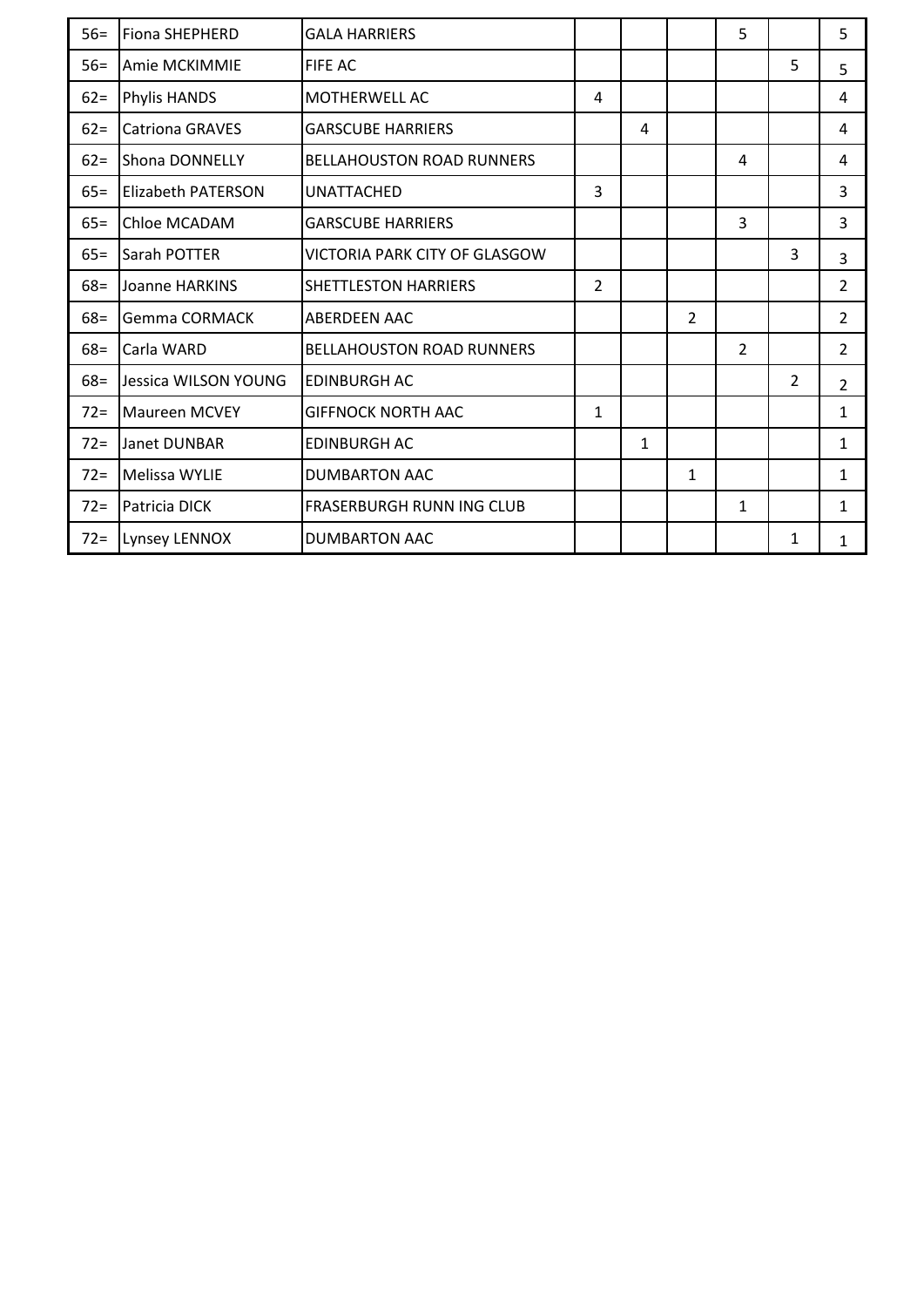| | | | | | | | | |
|---|---|---|---|---|---|---|---|---|
| 56= | Fiona SHEPHERD | GALA HARRIERS | | | | 5 | | 5 |
| 56= | Amie MCKIMMIE | FIFE AC | | | | | 5 | 5 |
| 62= | Phylis HANDS | MOTHERWELL AC | 4 | | | | | 4 |
| 62= | Catriona GRAVES | GARSCUBE HARRIERS | | 4 | | | | 4 |
| 62= | Shona DONNELLY | BELLAHOUSTON ROAD RUNNERS | | | | 4 | | 4 |
| 65= | Elizabeth PATERSON | UNATTACHED | 3 | | | | | 3 |
| 65= | Chloe MCADAM | GARSCUBE HARRIERS | | | | 3 | | 3 |
| 65= | Sarah POTTER | VICTORIA PARK CITY OF GLASGOW | | | | | 3 | 3 |
| 68= | Joanne HARKINS | SHETTLESTON HARRIERS | 2 | | | | | 2 |
| 68= | Gemma CORMACK | ABERDEEN AAC | | | 2 | | | 2 |
| 68= | Carla WARD | BELLAHOUSTON ROAD RUNNERS | | | | 2 | | 2 |
| 68= | Jessica WILSON YOUNG | EDINBURGH AC | | | | | 2 | 2 |
| 72= | Maureen MCVEY | GIFFNOCK NORTH AAC | 1 | | | | | 1 |
| 72= | Janet DUNBAR | EDINBURGH AC | | 1 | | | | 1 |
| 72= | Melissa WYLIE | DUMBARTON AAC | | | 1 | | | 1 |
| 72= | Patricia DICK | FRASERBURGH RUNN ING CLUB | | | | 1 | | 1 |
| 72= | Lynsey LENNOX | DUMBARTON AAC | | | | | 1 | 1 |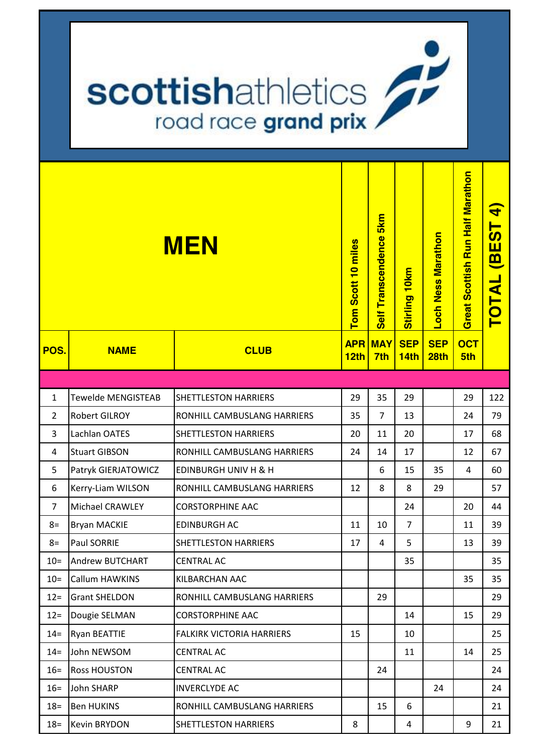# scottishathletics road race grand prix

## MEN

| POS. | NAME | CLUB | Tom Scott 10 miles APR 12th | Self Transcendence 5km MAY 7th | Stirling 10km SEP 14th | Loch Ness Marathon SEP 28th | Great Scottish Run Half Marathon OCT 5th | TOTAL (BEST 4) |
|---|---|---|---|---|---|---|---|---|
| 1 | Tewelde MENGISTEAB | SHETTLESTON HARRIERS | 29 | 35 | 29 | | 29 | 122 |
| 2 | Robert GILROY | RONHILL CAMBUSLANG HARRIERS | 35 | 7 | 13 | | 24 | 79 |
| 3 | Lachlan OATES | SHETTLESTON HARRIERS | 20 | 11 | 20 | | 17 | 68 |
| 4 | Stuart GIBSON | RONHILL CAMBUSLANG HARRIERS | 24 | 14 | 17 | | 12 | 67 |
| 5 | Patryk GIERJATOWICZ | EDINBURGH UNIV H & H | | 6 | 15 | 35 | 4 | 60 |
| 6 | Kerry-Liam WILSON | RONHILL CAMBUSLANG HARRIERS | 12 | 8 | 8 | 29 | | 57 |
| 7 | Michael CRAWLEY | CORSTORPHINE AAC | | | 24 | | 20 | 44 |
| 8= | Bryan MACKIE | EDINBURGH AC | 11 | 10 | 7 | | 11 | 39 |
| 8= | Paul SORRIE | SHETTLESTON HARRIERS | 17 | 4 | 5 | | 13 | 39 |
| 10= | Andrew BUTCHART | CENTRAL AC | | | 35 | | | 35 |
| 10= | Callum HAWKINS | KILBARCHAN AAC | | | | | 35 | 35 |
| 12= | Grant SHELDON | RONHILL CAMBUSLANG HARRIERS | | 29 | | | | 29 |
| 12= | Dougie SELMAN | CORSTORPHINE AAC | | | 14 | | 15 | 29 |
| 14= | Ryan BEATTIE | FALKIRK VICTORIA HARRIERS | 15 | | 10 | | | 25 |
| 14= | John NEWSOM | CENTRAL AC | | | 11 | | 14 | 25 |
| 16= | Ross HOUSTON | CENTRAL AC | | 24 | | | | 24 |
| 16= | John SHARP | INVERCLYDE AC | | | | 24 | | 24 |
| 18= | Ben HUKINS | RONHILL CAMBUSLANG HARRIERS | | 15 | 6 | | | 21 |
| 18= | Kevin BRYDON | SHETTLESTON HARRIERS | 8 | | 4 | | 9 | 21 |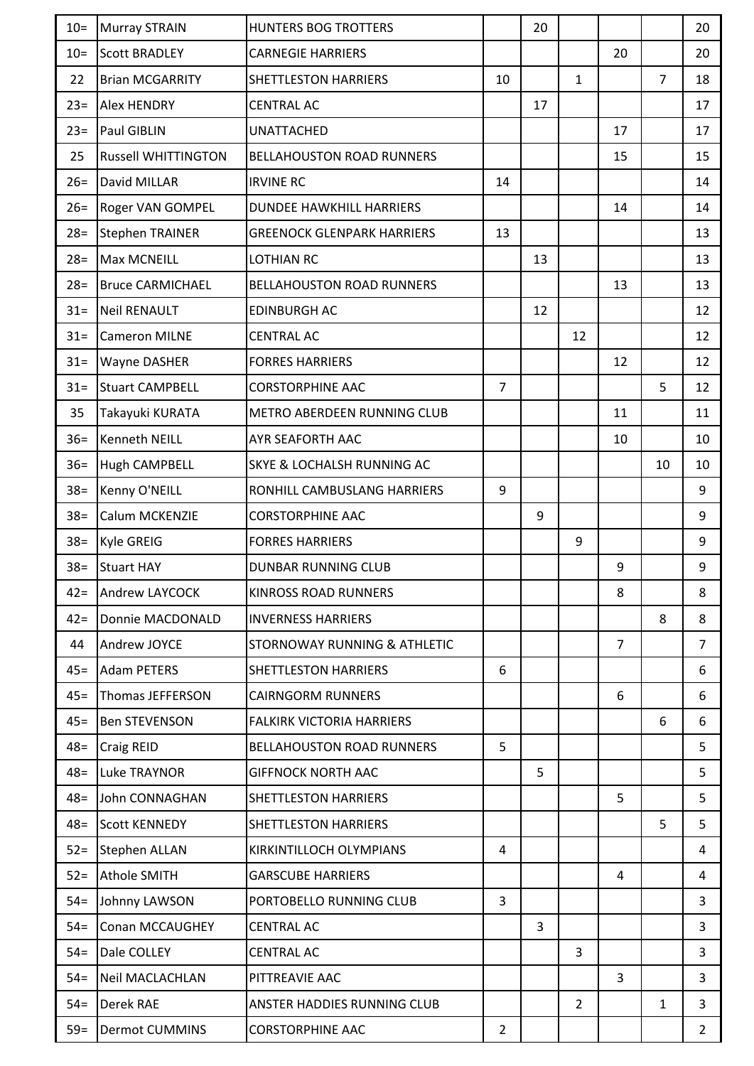| | | | | | | | | |
|---|---|---|---|---|---|---|---|---|
| 10= | Murray STRAIN | HUNTERS BOG TROTTERS | | 20 | | | | 20 |
| 10= | Scott BRADLEY | CARNEGIE HARRIERS | | | | 20 | | 20 |
| 22 | Brian MCGARRITY | SHETTLESTON HARRIERS | 10 | | 1 | | 7 | 18 |
| 23= | Alex HENDRY | CENTRAL AC | | 17 | | | | 17 |
| 23= | Paul GIBLIN | UNATTACHED | | | | 17 | | 17 |
| 25 | Russell WHITTINGTON | BELLAHOUSTON ROAD RUNNERS | | | | 15 | | 15 |
| 26= | David MILLAR | IRVINE RC | 14 | | | | | 14 |
| 26= | Roger VAN GOMPEL | DUNDEE HAWKHILL HARRIERS | | | | 14 | | 14 |
| 28= | Stephen TRAINER | GREENOCK GLENPARK HARRIERS | 13 | | | | | 13 |
| 28= | Max MCNEILL | LOTHIAN RC | | 13 | | | | 13 |
| 28= | Bruce CARMICHAEL | BELLAHOUSTON ROAD RUNNERS | | | | 13 | | 13 |
| 31= | Neil RENAULT | EDINBURGH AC | | 12 | | | | 12 |
| 31= | Cameron MILNE | CENTRAL AC | | | 12 | | | 12 |
| 31= | Wayne DASHER | FORRES HARRIERS | | | | 12 | | 12 |
| 31= | Stuart CAMPBELL | CORSTORPHINE AAC | 7 | | | | 5 | 12 |
| 35 | Takayuki KURATA | METRO ABERDEEN RUNNING CLUB | | | | 11 | | 11 |
| 36= | Kenneth NEILL | AYR SEAFORTH AAC | | | | 10 | | 10 |
| 36= | Hugh CAMPBELL | SKYE & LOCHALSH RUNNING AC | | | | | 10 | 10 |
| 38= | Kenny O'NEILL | RONHILL CAMBUSLANG HARRIERS | 9 | | | | | 9 |
| 38= | Calum MCKENZIE | CORSTORPHINE AAC | | 9 | | | | 9 |
| 38= | Kyle GREIG | FORRES HARRIERS | | | 9 | | | 9 |
| 38= | Stuart HAY | DUNBAR RUNNING CLUB | | | | 9 | | 9 |
| 42= | Andrew LAYCOCK | KINROSS ROAD RUNNERS | | | | 8 | | 8 |
| 42= | Donnie MACDONALD | INVERNESS HARRIERS | | | | | 8 | 8 |
| 44 | Andrew JOYCE | STORNOWAY RUNNING & ATHLETIC | | | | 7 | | 7 |
| 45= | Adam PETERS | SHETTLESTON HARRIERS | 6 | | | | | 6 |
| 45= | Thomas JEFFERSON | CAIRNGORM RUNNERS | | | | 6 | | 6 |
| 45= | Ben STEVENSON | FALKIRK VICTORIA HARRIERS | | | | | 6 | 6 |
| 48= | Craig REID | BELLAHOUSTON ROAD RUNNERS | 5 | | | | | 5 |
| 48= | Luke TRAYNOR | GIFFNOCK NORTH AAC | | 5 | | | | 5 |
| 48= | John CONNAGHAN | SHETTLESTON HARRIERS | | | | 5 | | 5 |
| 48= | Scott KENNEDY | SHETTLESTON HARRIERS | | | | | 5 | 5 |
| 52= | Stephen ALLAN | KIRKINTILLOCH OLYMPIANS | 4 | | | | | 4 |
| 52= | Athole SMITH | GARSCUBE HARRIERS | | | | 4 | | 4 |
| 54= | Johnny LAWSON | PORTOBELLO RUNNING CLUB | 3 | | | | | 3 |
| 54= | Conan MCCAUGHEY | CENTRAL AC | | 3 | | | | 3 |
| 54= | Dale COLLEY | CENTRAL AC | | | 3 | | | 3 |
| 54= | Neil MACLACHLAN | PITTREAVIE AAC | | | | 3 | | 3 |
| 54= | Derek RAE | ANSTER HADDIES RUNNING CLUB | | | 2 | | 1 | 3 |
| 59= | Dermot CUMMINS | CORSTORPHINE AAC | 2 | | | | | 2 |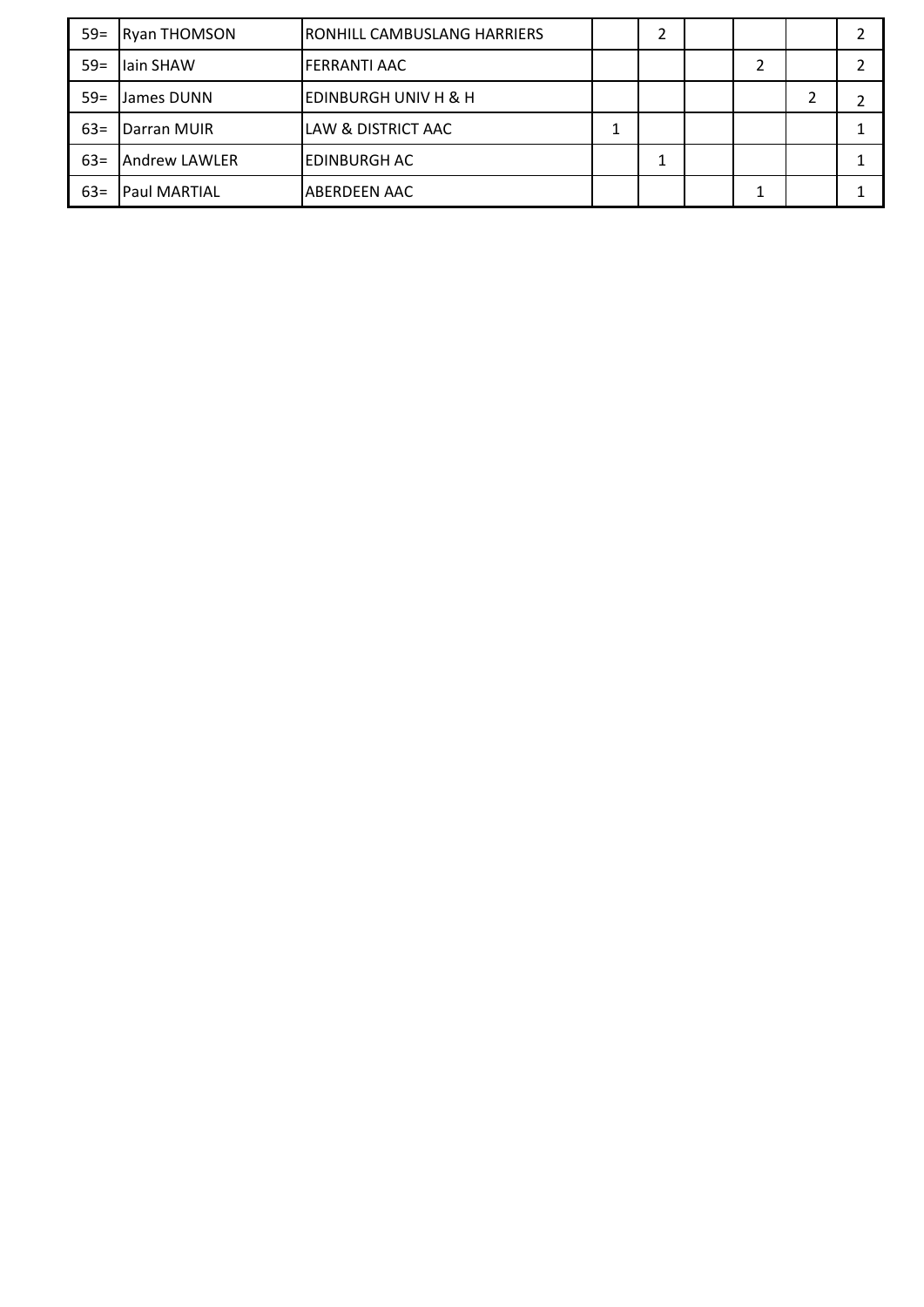| | | | | | | | | | |
|---|---|---|---|---|---|---|---|---|---|
| 59= | Ryan THOMSON | RONHILL CAMBUSLANG HARRIERS | | 2 | | | | 2 |
| 59= | Iain SHAW | FERRANTI AAC | | | | 2 | | 2 |
| 59= | James DUNN | EDINBURGH UNIV H & H | | | | | 2 | 2 |
| 63= | Darran MUIR | LAW & DISTRICT AAC | 1 | | | | | 1 |
| 63= | Andrew LAWLER | EDINBURGH AC | | 1 | | | | 1 |
| 63= | Paul MARTIAL | ABERDEEN AAC | | | | 1 | | 1 |